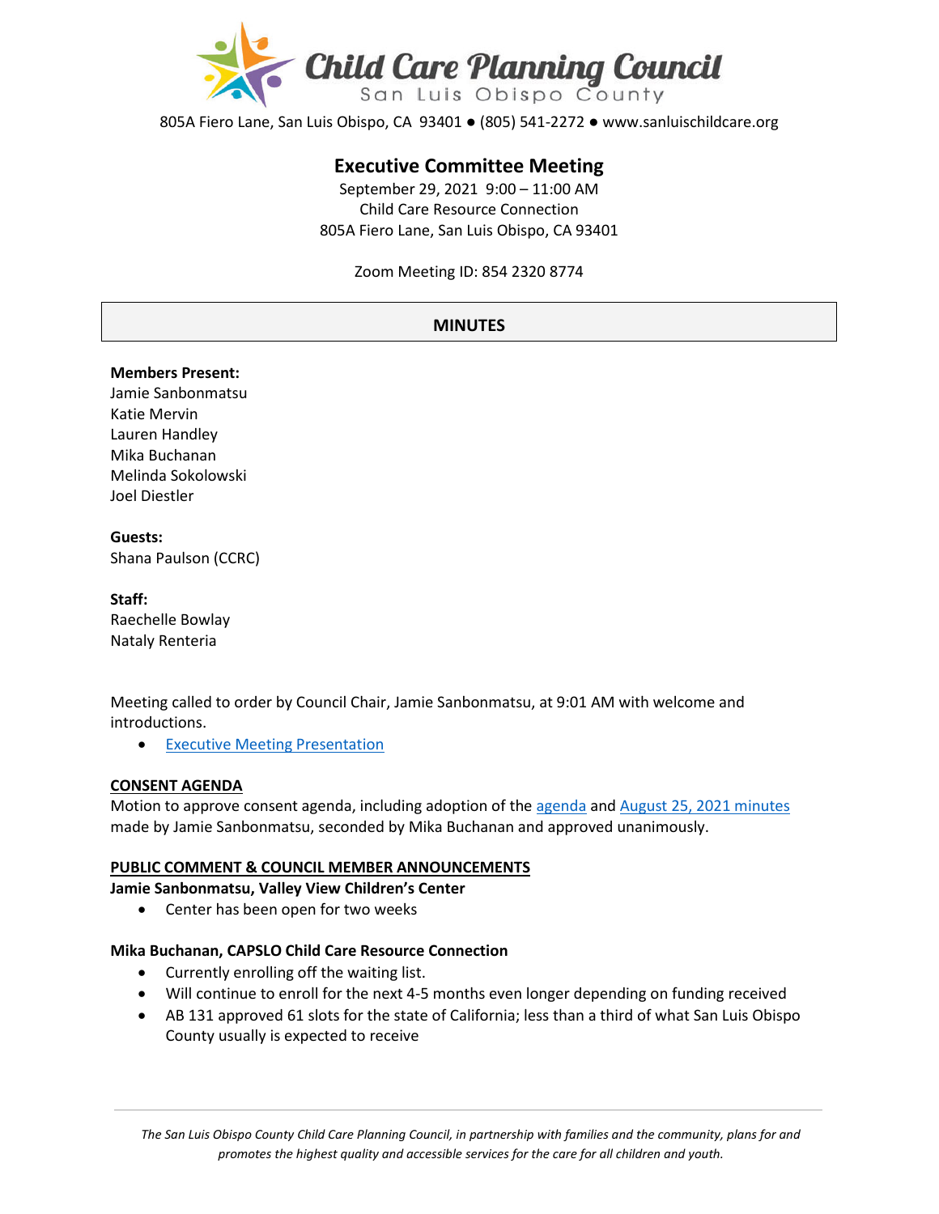# Child Care Planning Council

San Luis Obispo County

805A Fiero Lane, San Luis Obispo, CA 93401 ● (805) 541-2272 ● www.sanluischildcare.org

## Executive Committee Meeting

September 29, 2021 9:00 – 11:00 AM
Child Care Resource Connection
805A Fiero Lane, San Luis Obispo, CA 93401

Zoom Meeting ID: 854 2320 8774

## MINUTES

**Members Present:**
Jamie Sanbonmatsu
Katie Mervin
Lauren Handley
Mika Buchanan
Melinda Sokolowski
Joel Diestler

**Guests:**
Shana Paulson (CCRC)

**Staff:**
Raechelle Bowlay
Nataly Renteria

Meeting called to order by Council Chair, Jamie Sanbonmatsu, at 9:01 AM with welcome and introductions.

- Executive Meeting Presentation

**CONSENT AGENDA**

Motion to approve consent agenda, including adoption of the agenda and August 25, 2021 minutes made by Jamie Sanbonmatsu, seconded by Mika Buchanan and approved unanimously.

**PUBLIC COMMENT & COUNCIL MEMBER ANNOUNCEMENTS**

**Jamie Sanbonmatsu, Valley View Children's Center**

- Center has been open for two weeks

**Mika Buchanan, CAPSLO Child Care Resource Connection**

- Currently enrolling off the waiting list.
- Will continue to enroll for the next 4-5 months even longer depending on funding received
- AB 131 approved 61 slots for the state of California; less than a third of what San Luis Obispo County usually is expected to receive

*The San Luis Obispo County Child Care Planning Council, in partnership with families and the community, plans for and promotes the highest quality and accessible services for the care for all children and youth.*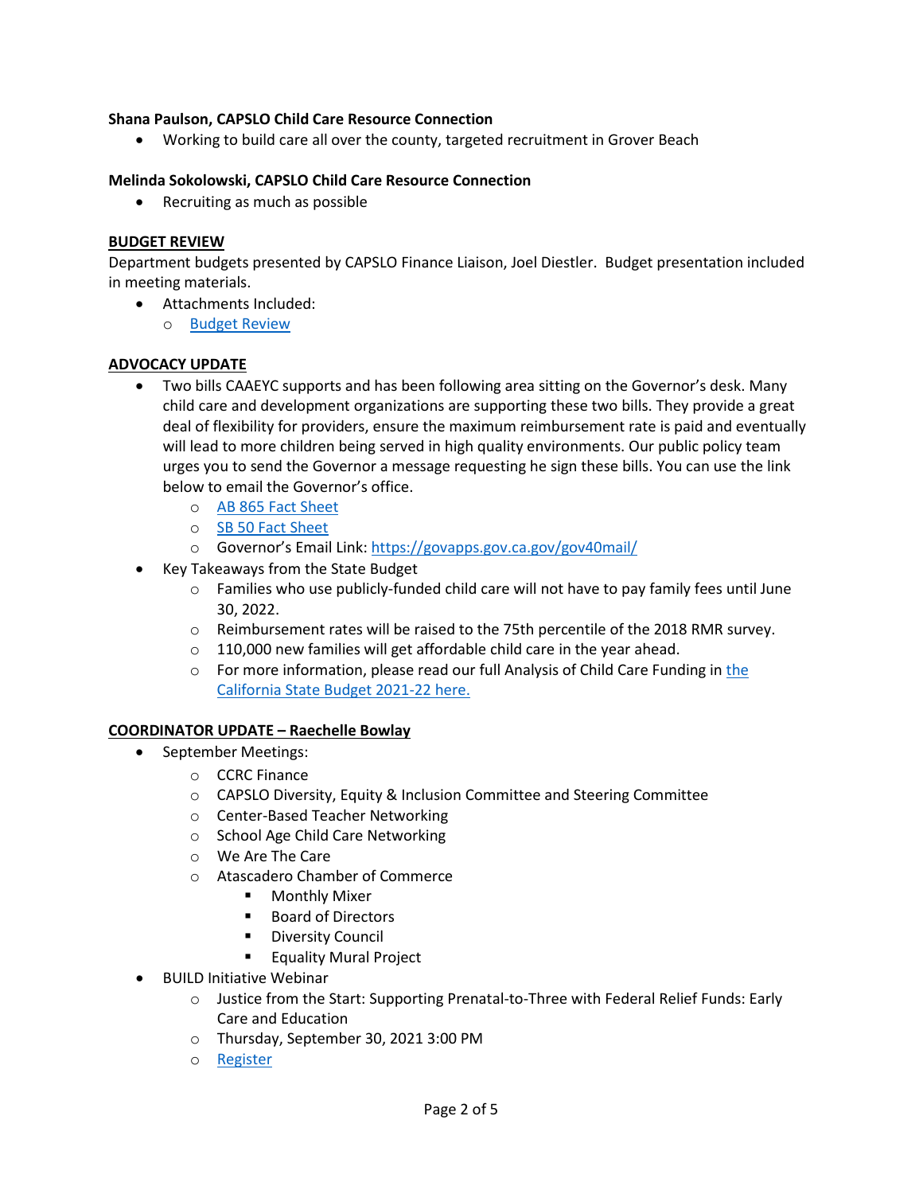**Shana Paulson, CAPSLO Child Care Resource Connection**

- Working to build care all over the county, targeted recruitment in Grover Beach

**Melinda Sokolowski, CAPSLO Child Care Resource Connection**

- Recruiting as much as possible

**<u>BUDGET REVIEW</u>**

Department budgets presented by CAPSLO Finance Liaison, Joel Diestler. Budget presentation included in meeting materials.

- Attachments Included:
  - Budget Review

**<u>ADVOCACY UPDATE</u>**

- Two bills CAAEYC supports and has been following area sitting on the Governor's desk. Many child care and development organizations are supporting these two bills. They provide a great deal of flexibility for providers, ensure the maximum reimbursement rate is paid and eventually will lead to more children being served in high quality environments. Our public policy team urges you to send the Governor a message requesting he sign these bills. You can use the link below to email the Governor's office.
  - AB 865 Fact Sheet
  - SB 50 Fact Sheet
  - Governor's Email Link: https://govapps.gov.ca.gov/gov40mail/
- Key Takeaways from the State Budget
  - Families who use publicly-funded child care will not have to pay family fees until June 30, 2022.
  - Reimbursement rates will be raised to the 75th percentile of the 2018 RMR survey.
  - 110,000 new families will get affordable child care in the year ahead.
  - For more information, please read our full Analysis of Child Care Funding in the California State Budget 2021-22 here.

**<u>COORDINATOR UPDATE – Raechelle Bowlay</u>**

- September Meetings:
  - CCRC Finance
  - CAPSLO Diversity, Equity & Inclusion Committee and Steering Committee
  - Center-Based Teacher Networking
  - School Age Child Care Networking
  - We Are The Care
  - Atascadero Chamber of Commerce
    - Monthly Mixer
    - Board of Directors
    - Diversity Council
    - Equality Mural Project
- BUILD Initiative Webinar
  - Justice from the Start: Supporting Prenatal-to-Three with Federal Relief Funds: Early Care and Education
  - Thursday, September 30, 2021 3:00 PM
  - Register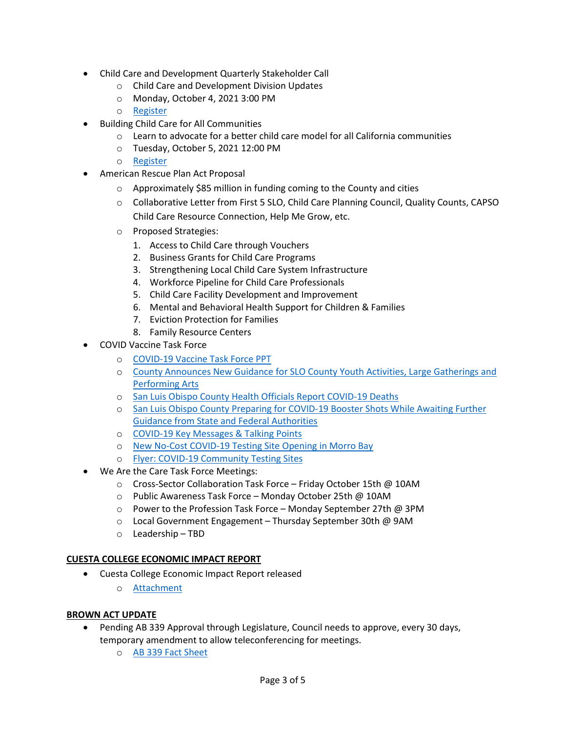- Child Care and Development Quarterly Stakeholder Call
    - Child Care and Development Division Updates
    - Monday, October 4, 2021 3:00 PM
    - Register
- Building Child Care for All Communities
    - Learn to advocate for a better child care model for all California communities
    - Tuesday, October 5, 2021 12:00 PM
    - Register
- American Rescue Plan Act Proposal
    - Approximately $85 million in funding coming to the County and cities
    - Collaborative Letter from First 5 SLO, Child Care Planning Council, Quality Counts, CAPSO Child Care Resource Connection, Help Me Grow, etc.
    - Proposed Strategies:
        1. Access to Child Care through Vouchers
        2. Business Grants for Child Care Programs
        3. Strengthening Local Child Care System Infrastructure
        4. Workforce Pipeline for Child Care Professionals
        5. Child Care Facility Development and Improvement
        6. Mental and Behavioral Health Support for Children & Families
        7. Eviction Protection for Families
        8. Family Resource Centers
- COVID Vaccine Task Force
    - COVID-19 Vaccine Task Force PPT
    - County Announces New Guidance for SLO County Youth Activities, Large Gatherings and Performing Arts
    - San Luis Obispo County Health Officials Report COVID-19 Deaths
    - San Luis Obispo County Preparing for COVID-19 Booster Shots While Awaiting Further Guidance from State and Federal Authorities
    - COVID-19 Key Messages & Talking Points
    - New No-Cost COVID-19 Testing Site Opening in Morro Bay
    - Flyer: COVID-19 Community Testing Sites
- We Are the Care Task Force Meetings:
    - Cross-Sector Collaboration Task Force – Friday October 15th @ 10AM
    - Public Awareness Task Force – Monday October 25th @ 10AM
    - Power to the Profession Task Force – Monday September 27th @ 3PM
    - Local Government Engagement – Thursday September 30th @ 9AM
    - Leadership – TBD

**CUESTA COLLEGE ECONOMIC IMPACT REPORT**

- Cuesta College Economic Impact Report released
    - Attachment

**BROWN ACT UPDATE**

- Pending AB 339 Approval through Legislature, Council needs to approve, every 30 days, temporary amendment to allow teleconferencing for meetings.
    - AB 339 Fact Sheet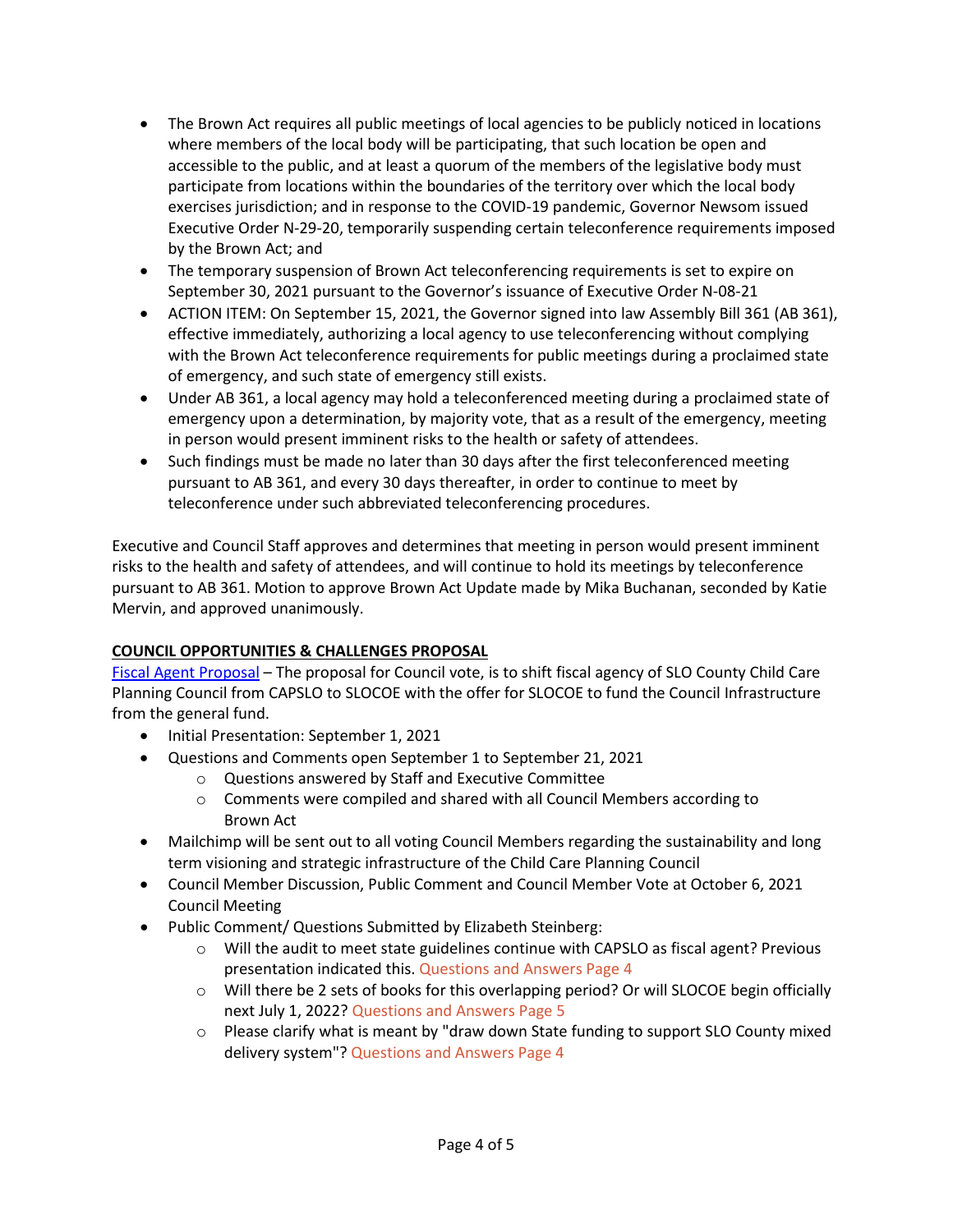- The Brown Act requires all public meetings of local agencies to be publicly noticed in locations where members of the local body will be participating, that such location be open and accessible to the public, and at least a quorum of the members of the legislative body must participate from locations within the boundaries of the territory over which the local body exercises jurisdiction; and in response to the COVID-19 pandemic, Governor Newsom issued Executive Order N-29-20, temporarily suspending certain teleconference requirements imposed by the Brown Act; and
- The temporary suspension of Brown Act teleconferencing requirements is set to expire on September 30, 2021 pursuant to the Governor's issuance of Executive Order N-08-21
- ACTION ITEM: On September 15, 2021, the Governor signed into law Assembly Bill 361 (AB 361), effective immediately, authorizing a local agency to use teleconferencing without complying with the Brown Act teleconference requirements for public meetings during a proclaimed state of emergency, and such state of emergency still exists.
- Under AB 361, a local agency may hold a teleconferenced meeting during a proclaimed state of emergency upon a determination, by majority vote, that as a result of the emergency, meeting in person would present imminent risks to the health or safety of attendees.
- Such findings must be made no later than 30 days after the first teleconferenced meeting pursuant to AB 361, and every 30 days thereafter, in order to continue to meet by teleconference under such abbreviated teleconferencing procedures.

Executive and Council Staff approves and determines that meeting in person would present imminent risks to the health and safety of attendees, and will continue to hold its meetings by teleconference pursuant to AB 361. Motion to approve Brown Act Update made by Mika Buchanan, seconded by Katie Mervin, and approved unanimously.

**COUNCIL OPPORTUNITIES & CHALLENGES PROPOSAL**

Fiscal Agent Proposal – The proposal for Council vote, is to shift fiscal agency of SLO County Child Care Planning Council from CAPSLO to SLOCOE with the offer for SLOCOE to fund the Council Infrastructure from the general fund.

- Initial Presentation: September 1, 2021
- Questions and Comments open September 1 to September 21, 2021
  - Questions answered by Staff and Executive Committee
  - Comments were compiled and shared with all Council Members according to Brown Act
- Mailchimp will be sent out to all voting Council Members regarding the sustainability and long term visioning and strategic infrastructure of the Child Care Planning Council
- Council Member Discussion, Public Comment and Council Member Vote at October 6, 2021 Council Meeting
- Public Comment/ Questions Submitted by Elizabeth Steinberg:
  - Will the audit to meet state guidelines continue with CAPSLO as fiscal agent? Previous presentation indicated this. Questions and Answers Page 4
  - Will there be 2 sets of books for this overlapping period? Or will SLOCOE begin officially next July 1, 2022? Questions and Answers Page 5
  - Please clarify what is meant by "draw down State funding to support SLO County mixed delivery system"? Questions and Answers Page 4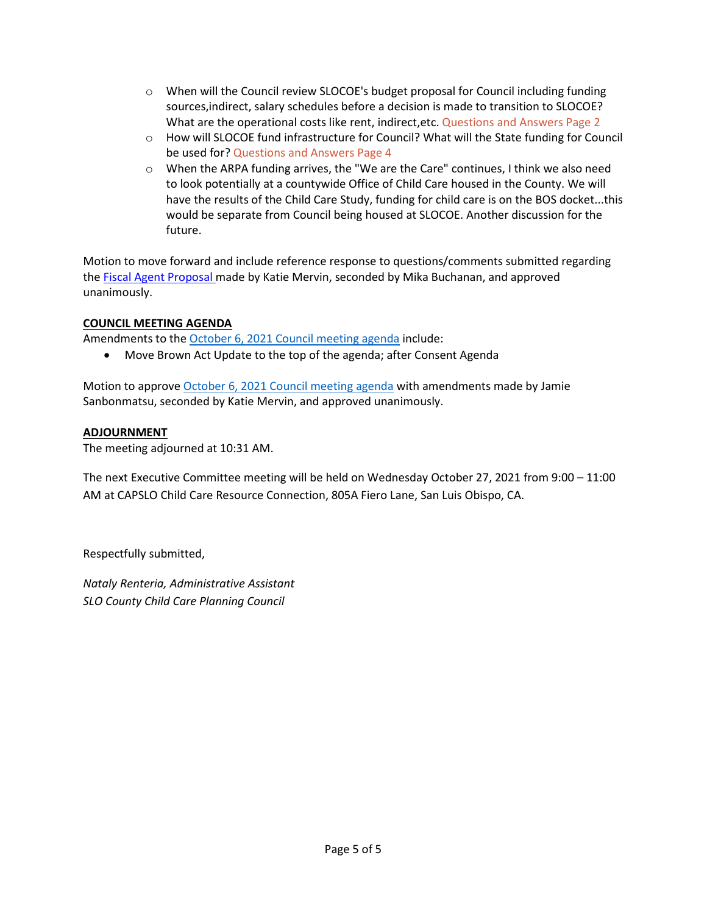- When will the Council review SLOCOE's budget proposal for Council including funding sources,indirect, salary schedules before a decision is made to transition to SLOCOE? What are the operational costs like rent, indirect,etc. Questions and Answers Page 2
- How will SLOCOE fund infrastructure for Council? What will the State funding for Council be used for? Questions and Answers Page 4
- When the ARPA funding arrives, the "We are the Care" continues, I think we also need to look potentially at a countywide Office of Child Care housed in the County. We will have the results of the Child Care Study, funding for child care is on the BOS docket...this would be separate from Council being housed at SLOCOE. Another discussion for the future.

Motion to move forward and include reference response to questions/comments submitted regarding the Fiscal Agent Proposal made by Katie Mervin, seconded by Mika Buchanan, and approved unanimously.

**COUNCIL MEETING AGENDA**

Amendments to the October 6, 2021 Council meeting agenda include:

- Move Brown Act Update to the top of the agenda; after Consent Agenda

Motion to approve October 6, 2021 Council meeting agenda with amendments made by Jamie Sanbonmatsu, seconded by Katie Mervin, and approved unanimously.

**ADJOURNMENT**

The meeting adjourned at 10:31 AM.

The next Executive Committee meeting will be held on Wednesday October 27, 2021 from 9:00 – 11:00 AM at CAPSLO Child Care Resource Connection, 805A Fiero Lane, San Luis Obispo, CA.

Respectfully submitted,

*Nataly Renteria, Administrative Assistant*
*SLO County Child Care Planning Council*